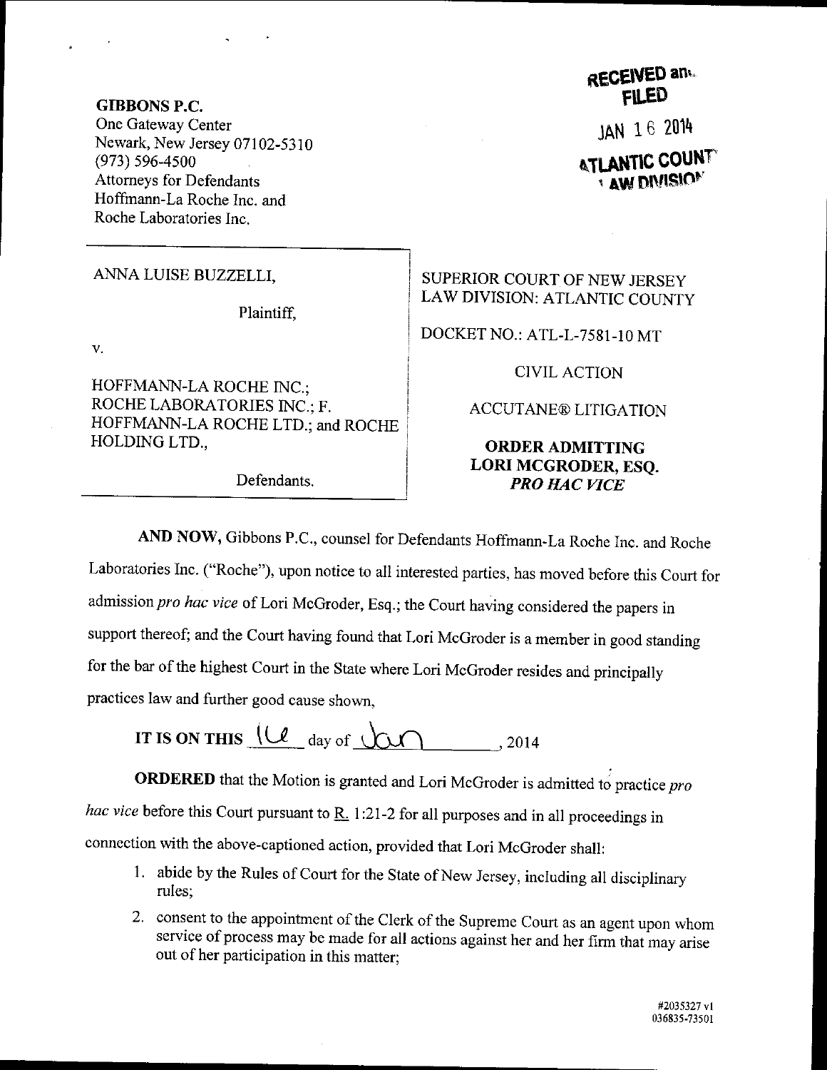**GIBBONS P.C.**
One Gateway Center
Newark, New Jersey 07102-5310
(973) 596-4500
Attorneys for Defendants
Hoffmann-La Roche Inc. and
Roche Laboratories Inc.

RECEIVED and FILED
JAN 16 2014
ATLANTIC COUNTY LAW DIVISION

| | |
|---|---|
| ANNA LUISE BUZZELLI,<br><br>Plaintiff,<br><br>v.<br><br>HOFFMANN-LA ROCHE INC.; ROCHE LABORATORIES INC.; F. HOFFMANN-LA ROCHE LTD.; and ROCHE HOLDING LTD.,<br><br>Defendants. | SUPERIOR COURT OF NEW JERSEY<br>LAW DIVISION: ATLANTIC COUNTY<br><br>DOCKET NO.: ATL-L-7581-10 MT<br><br>CIVIL ACTION<br><br>ACCUTANE® LITIGATION<br><br>**ORDER ADMITTING LORI MCGRODER, ESQ. *PRO HAC VICE*** |

**AND NOW,** Gibbons P.C., counsel for Defendants Hoffmann-La Roche Inc. and Roche Laboratories Inc. ("Roche"), upon notice to all interested parties, has moved before this Court for admission *pro hac vice* of Lori McGroder, Esq.; the Court having considered the papers in support thereof; and the Court having found that Lori McGroder is a member in good standing for the bar of the highest Court in the State where Lori McGroder resides and principally practices law and further good cause shown,

**IT IS ON THIS** 16 day of Jan, 2014

**ORDERED** that the Motion is granted and Lori McGroder is admitted to practice *pro hac vice* before this Court pursuant to R. 1:21-2 for all purposes and in all proceedings in connection with the above-captioned action, provided that Lori McGroder shall:

1. abide by the Rules of Court for the State of New Jersey, including all disciplinary rules;
2. consent to the appointment of the Clerk of the Supreme Court as an agent upon whom service of process may be made for all actions against her and her firm that may arise out of her participation in this matter;

#2035327 v1
036835-73501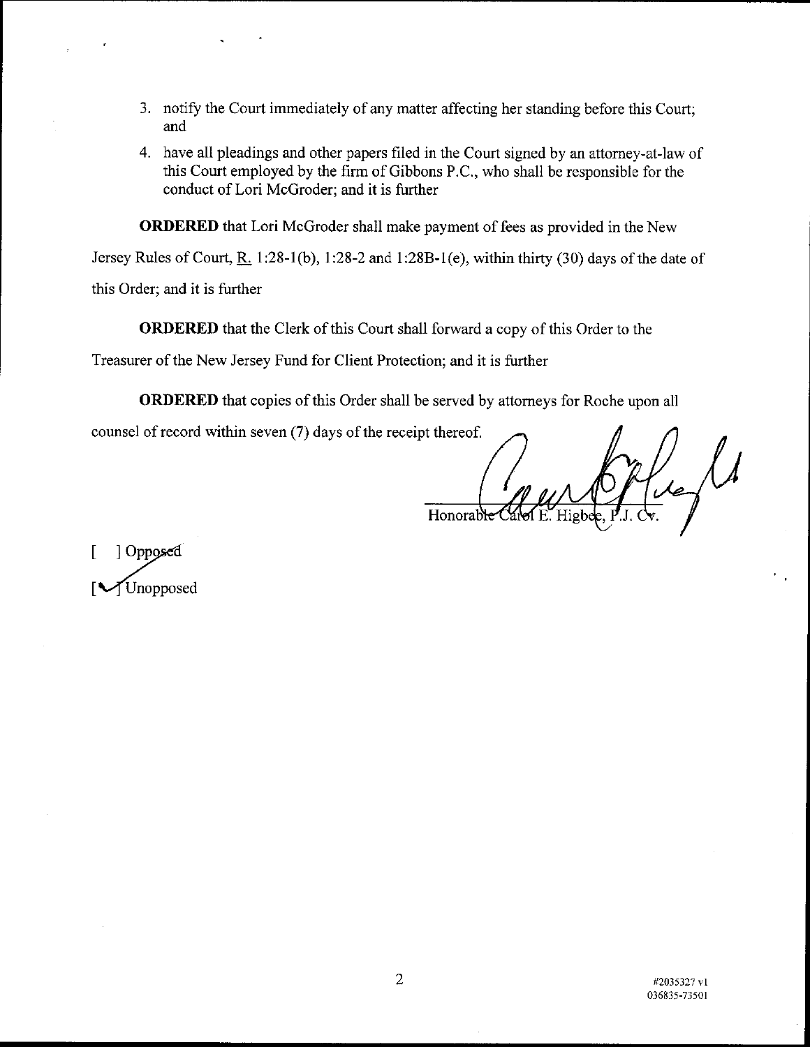3. notify the Court immediately of any matter affecting her standing before this Court; and
4. have all pleadings and other papers filed in the Court signed by an attorney-at-law of this Court employed by the firm of Gibbons P.C., who shall be responsible for the conduct of Lori McGroder; and it is further

**ORDERED** that Lori McGroder shall make payment of fees as provided in the New Jersey Rules of Court, R. 1:28-1(b), 1:28-2 and 1:28B-1(e), within thirty (30) days of the date of this Order; and it is further

**ORDERED** that the Clerk of this Court shall forward a copy of this Order to the Treasurer of the New Jersey Fund for Client Protection; and it is further

**ORDERED** that copies of this Order shall be served by attorneys for Roche upon all counsel of record within seven (7) days of the receipt thereof.

Honorable Carol E. Higbee, P.J. Cv.

[ ] Opposed

[✓] Unopposed

#2035327 v1
036835-73501